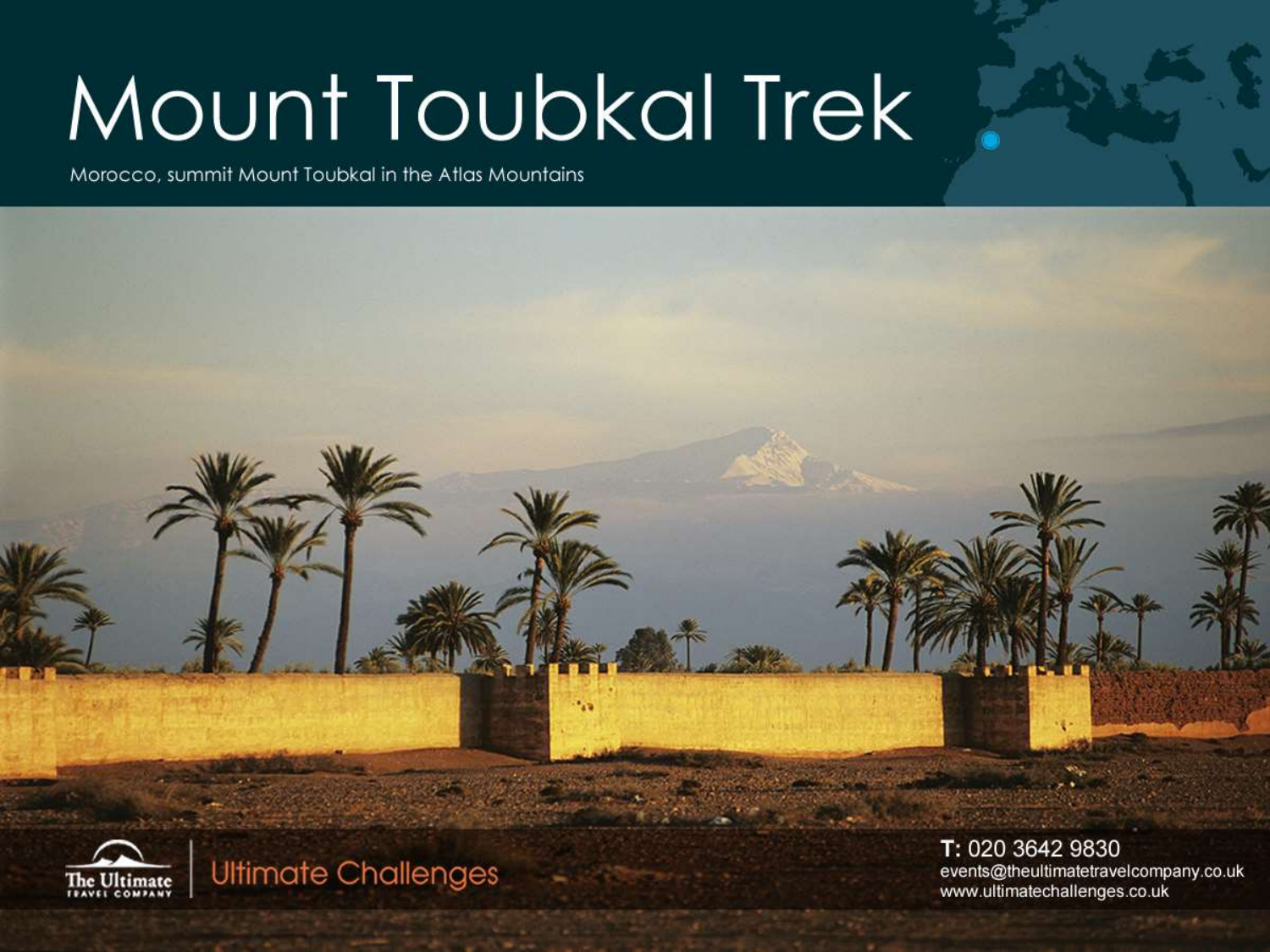# Mount Toubkal Trek

Morocco, summit Mount Toubkal in the Atlas Mountains

The Ultimate Travel Company | Ultimate Challenges

T: 020 3642 9830
events@theultimatetravelcompany.co.uk
www.ultimatechallenges.co.uk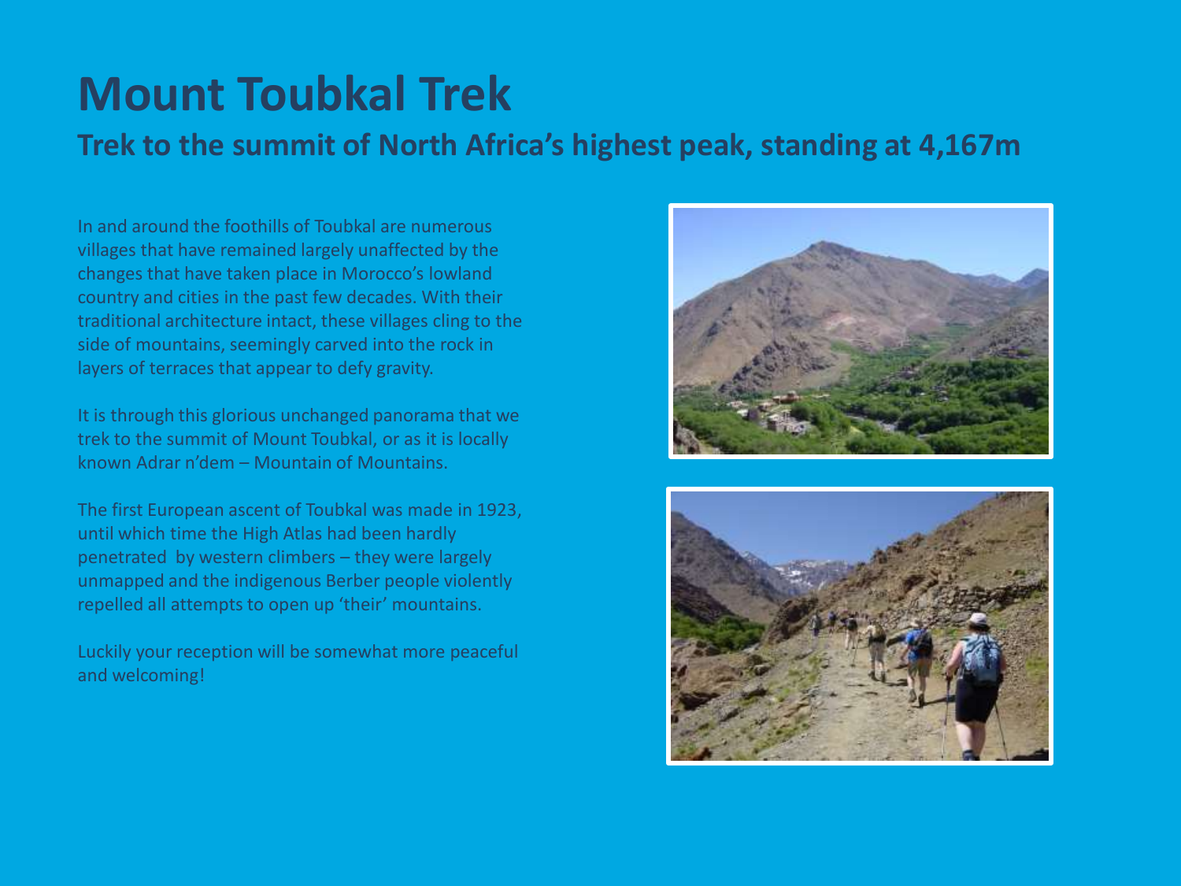# Mount Toubkal Trek

## Trek to the summit of North Africa's highest peak, standing at 4,167m

In and around the foothills of Toubkal are numerous villages that have remained largely unaffected by the changes that have taken place in Morocco's lowland country and cities in the past few decades. With their traditional architecture intact, these villages cling to the side of mountains, seemingly carved into the rock in layers of terraces that appear to defy gravity.

It is through this glorious unchanged panorama that we trek to the summit of Mount Toubkal, or as it is locally known Adrar n'dem – Mountain of Mountains.

The first European ascent of Toubkal was made in 1923, until which time the High Atlas had been hardly penetrated by western climbers – they were largely unmapped and the indigenous Berber people violently repelled all attempts to open up 'their' mountains.

Luckily your reception will be somewhat more peaceful and welcoming!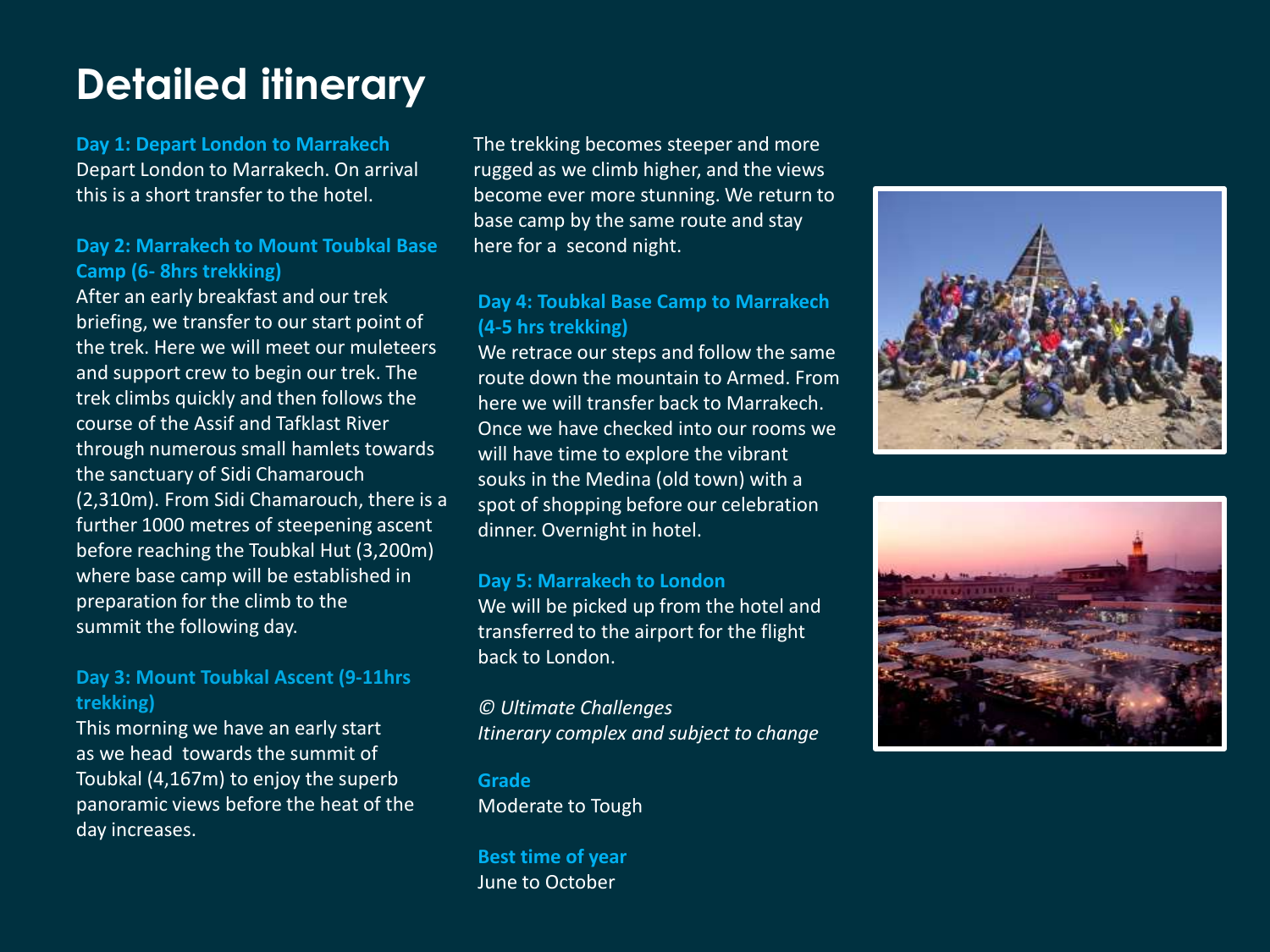# Detailed itinerary

**Day 1: Depart London to Marrakech**
Depart London to Marrakech. On arrival this is a short transfer to the hotel.

**Day 2: Marrakech to Mount Toubkal Base Camp (6- 8hrs trekking)**
After an early breakfast and our trek briefing, we transfer to our start point of the trek. Here we will meet our muleteers and support crew to begin our trek. The trek climbs quickly and then follows the course of the Assif and Tafklast River through numerous small hamlets towards the sanctuary of Sidi Chamarouch (2,310m). From Sidi Chamarouch, there is a further 1000 metres of steepening ascent before reaching the Toubkal Hut (3,200m) where base camp will be established in preparation for the climb to the summit the following day.

**Day 3: Mount Toubkal Ascent (9-11hrs trekking)**
This morning we have an early start as we head towards the summit of Toubkal (4,167m) to enjoy the superb panoramic views before the heat of the day increases.

The trekking becomes steeper and more rugged as we climb higher, and the views become ever more stunning. We return to base camp by the same route and stay here for a second night.

**Day 4: Toubkal Base Camp to Marrakech (4-5 hrs trekking)**
We retrace our steps and follow the same route down the mountain to Armed. From here we will transfer back to Marrakech. Once we have checked into our rooms we will have time to explore the vibrant souks in the Medina (old town) with a spot of shopping before our celebration dinner. Overnight in hotel.

**Day 5: Marrakech to London**
We will be picked up from the hotel and transferred to the airport for the flight back to London.

*© Ultimate Challenges*
*Itinerary complex and subject to change*

**Grade**
Moderate to Tough

**Best time of year**
June to October